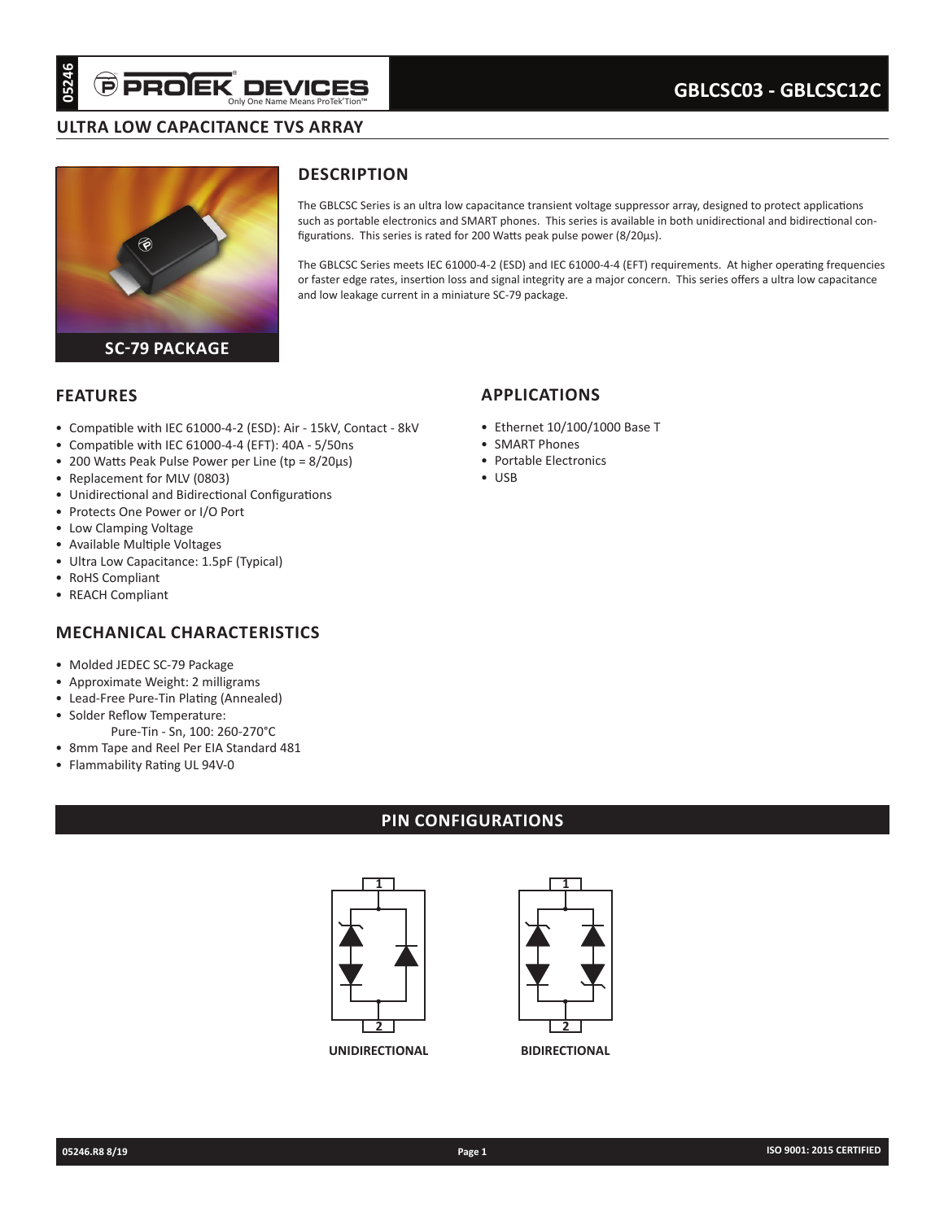# GBLCSC03 - GBLCSC12C

## ULTRA LOW CAPACITANCE TVS ARRAY

SC-79 PACKAGE

## DESCRIPTION

The GBLCSC Series is an ultra low capacitance transient voltage suppressor array, designed to protect applications such as portable electronics and SMART phones. This series is available in both unidirectional and bidirectional configurations. This series is rated for 200 Watts peak pulse power (8/20µs).

The GBLCSC Series meets IEC 61000-4-2 (ESD) and IEC 61000-4-4 (EFT) requirements. At higher operating frequencies or faster edge rates, insertion loss and signal integrity are a major concern. This series offers a ultra low capacitance and low leakage current in a miniature SC-79 package.

## FEATURES

- Compatible with IEC 61000-4-2 (ESD): Air - 15kV, Contact - 8kV
- Compatible with IEC 61000-4-4 (EFT): 40A - 5/50ns
- 200 Watts Peak Pulse Power per Line (tp = 8/20µs)
- Replacement for MLV (0803)
- Unidirectional and Bidirectional Configurations
- Protects One Power or I/O Port
- Low Clamping Voltage
- Available Multiple Voltages
- Ultra Low Capacitance: 1.5pF (Typical)
- RoHS Compliant
- REACH Compliant

## APPLICATIONS

- Ethernet 10/100/1000 Base T
- SMART Phones
- Portable Electronics
- USB

## MECHANICAL CHARACTERISTICS

- Molded JEDEC SC-79 Package
- Approximate Weight: 2 milligrams
- Lead-Free Pure-Tin Plating (Annealed)
- Solder Reflow Temperature:
  Pure-Tin - Sn, 100: 260-270°C
- 8mm Tape and Reel Per EIA Standard 481
- Flammability Rating UL 94V-0

## PIN CONFIGURATIONS

UNIDIRECTIONAL

BIDIRECTIONAL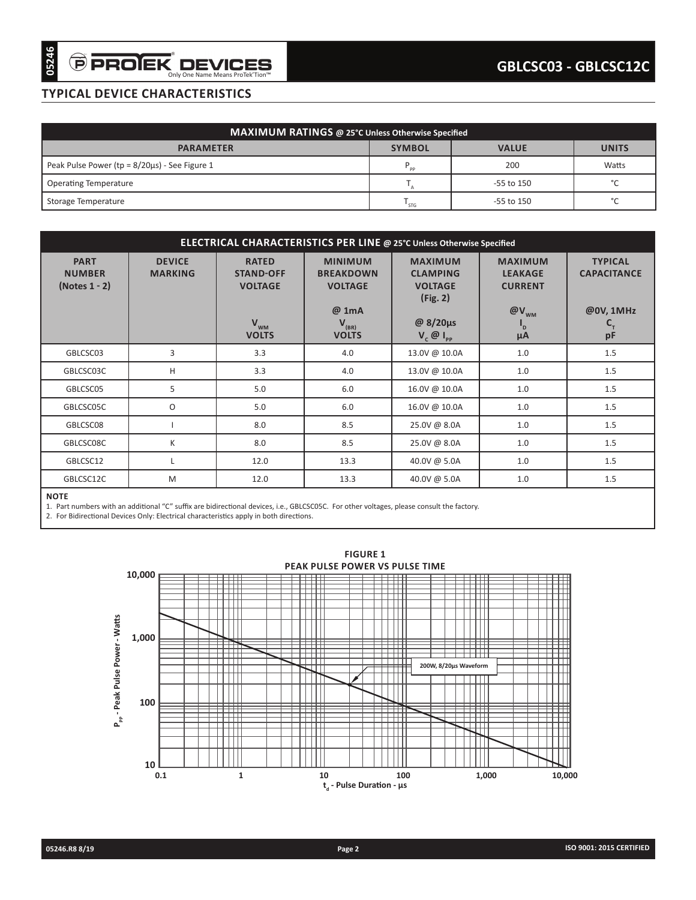## TYPICAL DEVICE CHARACTERISTICS

| MAXIMUM RATINGS @ 25°C Unless Otherwise Specified | | | |
|---|---|---|---|
| **PARAMETER** | **SYMBOL** | **VALUE** | **UNITS** |
| Peak Pulse Power (tp = 8/20µs) - See Figure 1 | $P_{PP}$ | 200 | Watts |
| Operating Temperature | $T_A$ | -55 to 150 | °C |
| Storage Temperature | $T_{STG}$ | -55 to 150 | °C |

| ELECTRICAL CHARACTERISTICS PER LINE @ 25°C Unless Otherwise Specified | | | | | | |
|---|---|---|---|---|---|---|
| **PART NUMBER (Notes 1 - 2)** | **DEVICE MARKING** | **RATED STAND-OFF VOLTAGE** $V_{WM}$ **VOLTS** | **MINIMUM BREAKDOWN VOLTAGE @ 1mA** $V_{(BR)}$ **VOLTS** | **MAXIMUM CLAMPING VOLTAGE (Fig. 2) @ 8/20µs** $V_C$ @ $I_{PP}$ | **MAXIMUM LEAKAGE CURRENT @**$V_{WM}$ $I_D$ **µA** | **TYPICAL CAPACITANCE @0V, 1MHz** $C_T$ **pF** |
| GBLCSC03 | 3 | 3.3 | 4.0 | 13.0V @ 10.0A | 1.0 | 1.5 |
| GBLCSC03C | H | 3.3 | 4.0 | 13.0V @ 10.0A | 1.0 | 1.5 |
| GBLCSC05 | 5 | 5.0 | 6.0 | 16.0V @ 10.0A | 1.0 | 1.5 |
| GBLCSC05C | O | 5.0 | 6.0 | 16.0V @ 10.0A | 1.0 | 1.5 |
| GBLCSC08 | I | 8.0 | 8.5 | 25.0V @ 8.0A | 1.0 | 1.5 |
| GBLCSC08C | K | 8.0 | 8.5 | 25.0V @ 8.0A | 1.0 | 1.5 |
| GBLCSC12 | L | 12.0 | 13.3 | 40.0V @ 5.0A | 1.0 | 1.5 |
| GBLCSC12C | M | 12.0 | 13.3 | 40.0V @ 5.0A | 1.0 | 1.5 |

**NOTE**

1. Part numbers with an additional "C" suffix are bidirectional devices, i.e., GBLCSC05C. For other voltages, please consult the factory.
2. For Bidirectional Devices Only: Electrical characteristics apply in both directions.

**FIGURE 1**
**PEAK PULSE POWER VS PULSE TIME**

(Graph: $P_{PP}$ - Peak Pulse Power - Watts (10 to 10,000) vs. $t_d$ - Pulse Duration - µs (0.1 to 10,000); curve labeled "200W, 8/20µs Waveform")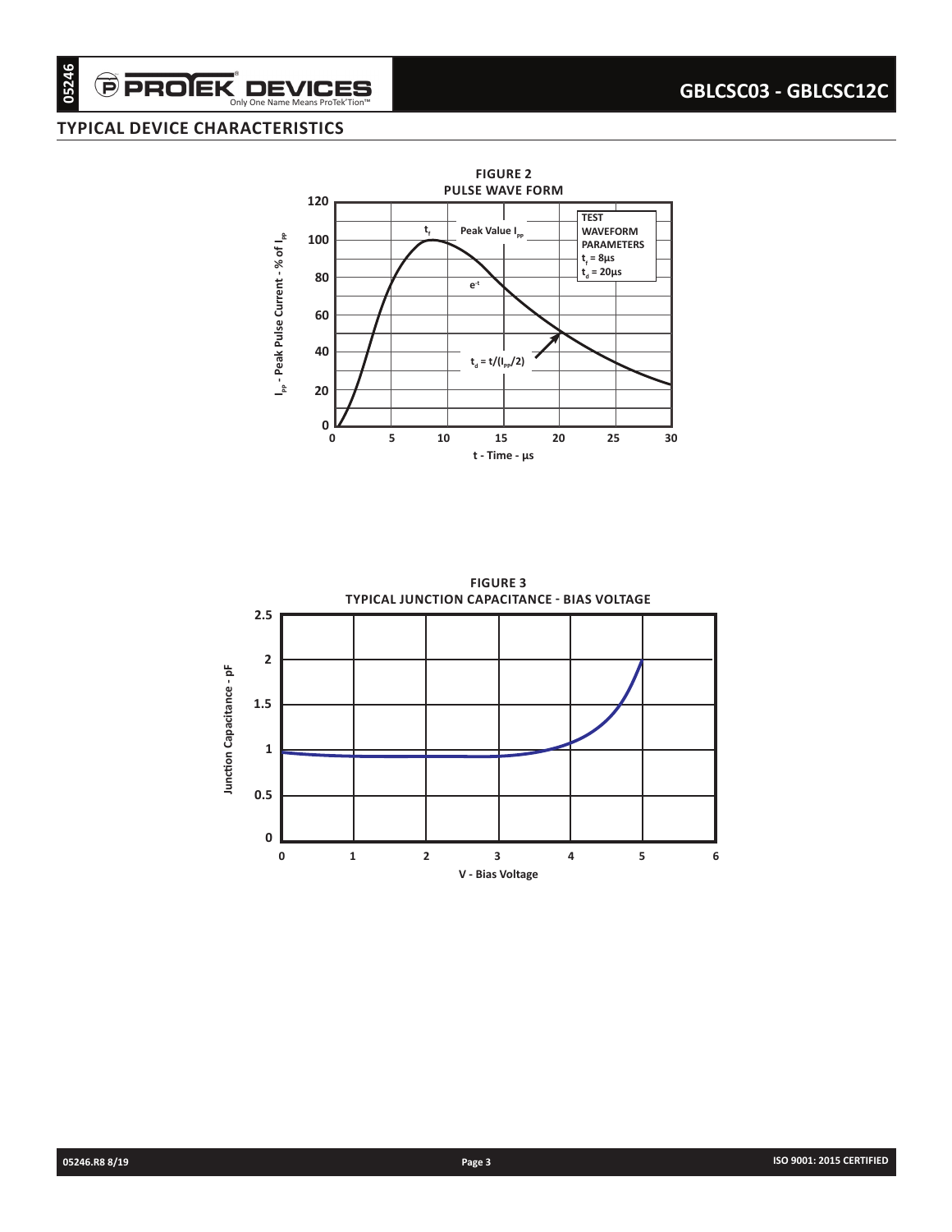## TYPICAL DEVICE CHARACTERISTICS

**FIGURE 2**
**PULSE WAVE FORM**

TEST WAVEFORM PARAMETERS
$t_f$ = 8µs
$t_d$ = 20µs

Peak Value $I_{PP}$

$e^{-t}$

$t_d = t/(I_{PP}/2)$

$I_{PP}$ - Peak Pulse Current - % of $I_{PP}$

t - Time - µs

**FIGURE 3**
**TYPICAL JUNCTION CAPACITANCE - BIAS VOLTAGE**

Junction Capacitance - pF

V - Bias Voltage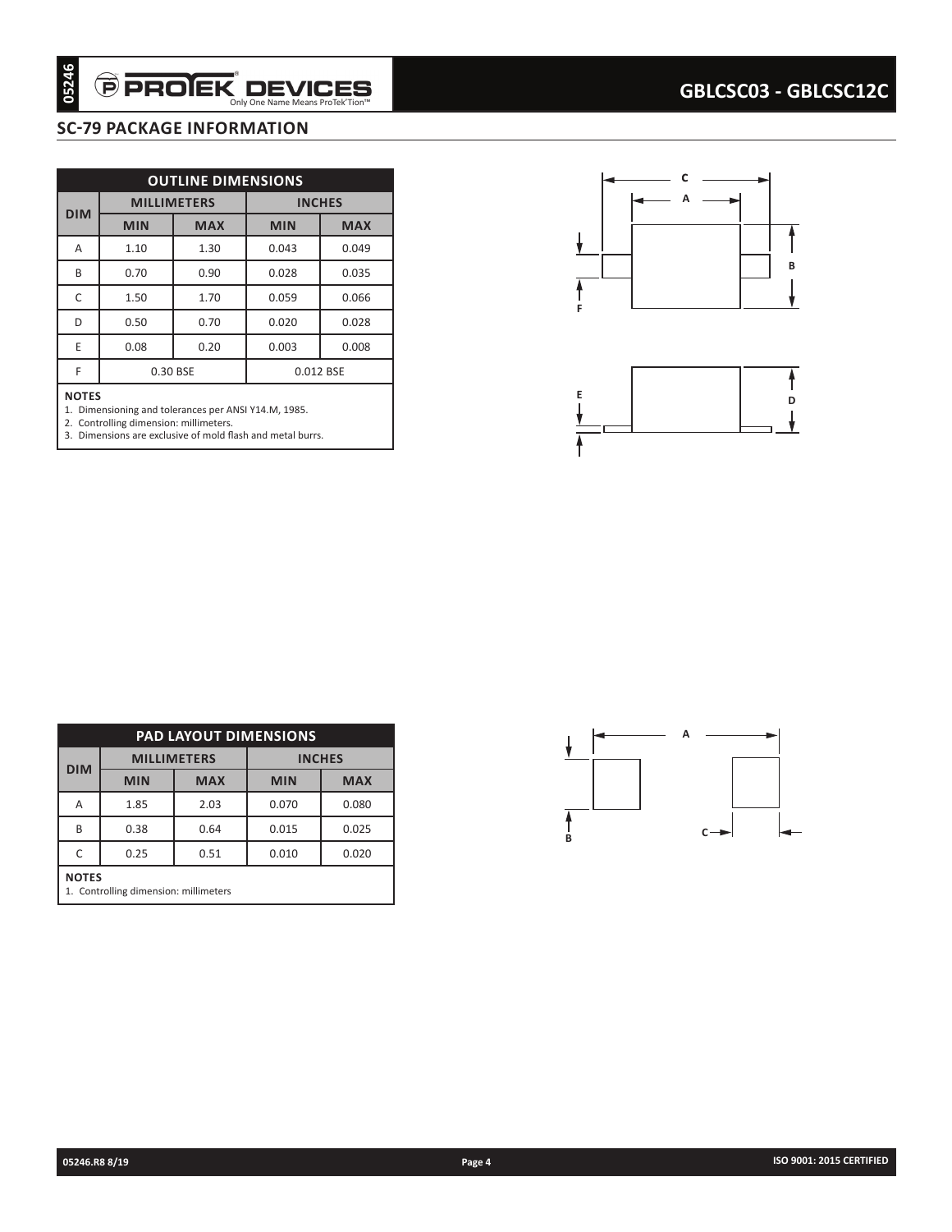## SC-79 PACKAGE INFORMATION

| OUTLINE DIMENSIONS | | | | |
|---|---|---|---|---|
| DIM | MILLIMETERS | | INCHES | |
| | MIN | MAX | MIN | MAX |
| A | 1.10 | 1.30 | 0.043 | 0.049 |
| B | 0.70 | 0.90 | 0.028 | 0.035 |
| C | 1.50 | 1.70 | 0.059 | 0.066 |
| D | 0.50 | 0.70 | 0.020 | 0.028 |
| E | 0.08 | 0.20 | 0.003 | 0.008 |
| F | 0.30 BSE | | 0.012 BSE | |

**NOTES**
1. Dimensioning and tolerances per ANSI Y14.M, 1985.
2. Controlling dimension: millimeters.
3. Dimensions are exclusive of mold flash and metal burrs.

| PAD LAYOUT DIMENSIONS | | | | |
|---|---|---|---|---|
| DIM | MILLIMETERS | | INCHES | |
| | MIN | MAX | MIN | MAX |
| A | 1.85 | 2.03 | 0.070 | 0.080 |
| B | 0.38 | 0.64 | 0.015 | 0.025 |
| C | 0.25 | 0.51 | 0.010 | 0.020 |

**NOTES**
1. Controlling dimension: millimeters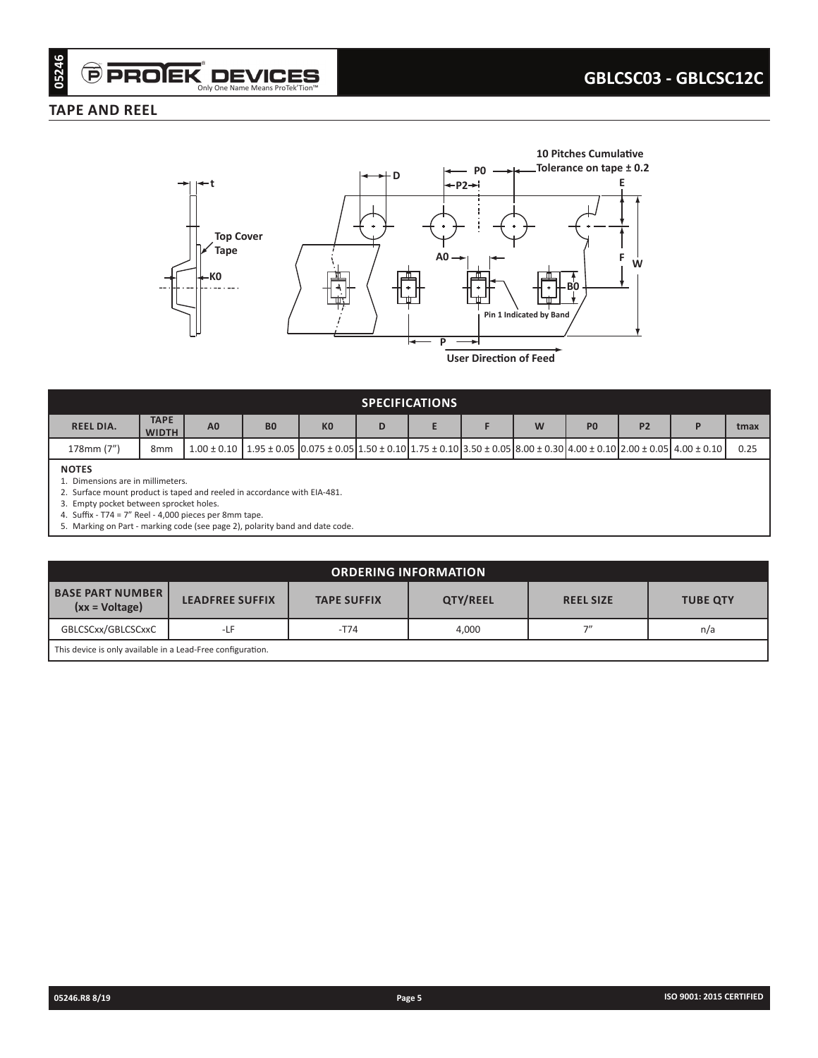## TAPE AND REEL

| SPECIFICATIONS | | | | | | | | | | | | |
|---|---|---|---|---|---|---|---|---|---|---|---|---|
| REEL DIA. | TAPE WIDTH | A0 | B0 | K0 | D | E | F | W | P0 | P2 | P | tmax |
| 178mm (7") | 8mm | 1.00 ± 0.10 | 1.95 ± 0.05 | 0.075 ± 0.05 | 1.50 ± 0.10 | 1.75 ± 0.10 | 3.50 ± 0.05 | 8.00 ± 0.30 | 4.00 ± 0.10 | 2.00 ± 0.05 | 4.00 ± 0.10 | 0.25 |

**NOTES**

1. Dimensions are in millimeters.
2. Surface mount product is taped and reeled in accordance with EIA-481.
3. Empty pocket between sprocket holes.
4. Suffix - T74 = 7" Reel - 4,000 pieces per 8mm tape.
5. Marking on Part - marking code (see page 2), polarity band and date code.

| ORDERING INFORMATION | | | | | |
|---|---|---|---|---|---|
| BASE PART NUMBER (xx = Voltage) | LEADFREE SUFFIX | TAPE SUFFIX | QTY/REEL | REEL SIZE | TUBE QTY |
| GBLCSCxx/GBLCSCxxC | -LF | -T74 | 4,000 | 7" | n/a |

This device is only available in a Lead-Free configuration.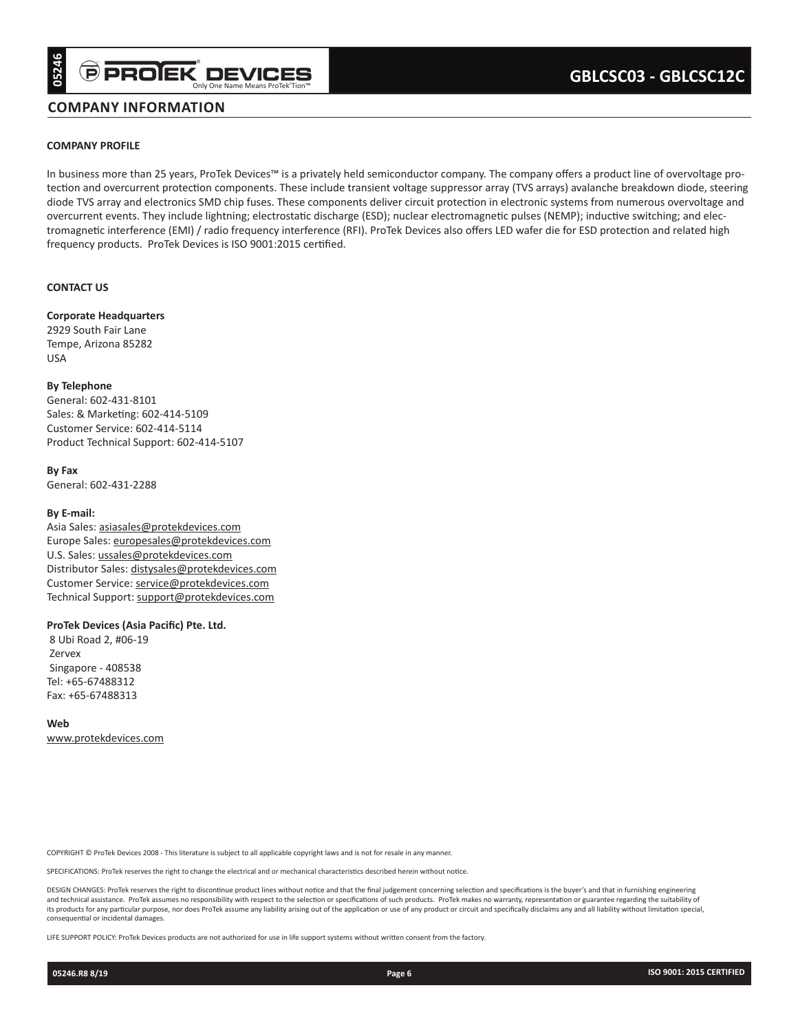## COMPANY INFORMATION

**COMPANY PROFILE**

In business more than 25 years, ProTek Devices™ is a privately held semiconductor company. The company offers a product line of overvoltage protection and overcurrent protection components. These include transient voltage suppressor array (TVS arrays) avalanche breakdown diode, steering diode TVS array and electronics SMD chip fuses. These components deliver circuit protection in electronic systems from numerous overvoltage and overcurrent events. They include lightning; electrostatic discharge (ESD); nuclear electromagnetic pulses (NEMP); inductive switching; and electromagnetic interference (EMI) / radio frequency interference (RFI). ProTek Devices also offers LED wafer die for ESD protection and related high frequency products. ProTek Devices is ISO 9001:2015 certified.

**CONTACT US**

**Corporate Headquarters**
2929 South Fair Lane
Tempe, Arizona 85282
USA

**By Telephone**
General: 602-431-8101
Sales: & Marketing: 602-414-5109
Customer Service: 602-414-5114
Product Technical Support: 602-414-5107

**By Fax**
General: 602-431-2288

**By E-mail:**
Asia Sales: asiasales@protekdevices.com
Europe Sales: europesales@protekdevices.com
U.S. Sales: ussales@protekdevices.com
Distributor Sales: distysales@protekdevices.com
Customer Service: service@protekdevices.com
Technical Support: support@protekdevices.com

**ProTek Devices (Asia Pacific) Pte. Ltd.**
8 Ubi Road 2, #06-19
Zervex
Singapore - 408538
Tel: +65-67488312
Fax: +65-67488313

**Web**
www.protekdevices.com

COPYRIGHT © ProTek Devices 2008 - This literature is subject to all applicable copyright laws and is not for resale in any manner.

SPECIFICATIONS: ProTek reserves the right to change the electrical and or mechanical characteristics described herein without notice.

DESIGN CHANGES: ProTek reserves the right to discontinue product lines without notice and that the final judgement concerning selection and specifications is the buyer's and that in furnishing engineering and technical assistance. ProTek assumes no responsibility with respect to the selection or specifications of such products. ProTek makes no warranty, representation or guarantee regarding the suitability of its products for any particular purpose, nor does ProTek assume any liability arising out of the application or use of any product or circuit and specifically disclaims any and all liability without limitation special, consequential or incidental damages.

LIFE SUPPORT POLICY: ProTek Devices products are not authorized for use in life support systems without written consent from the factory.